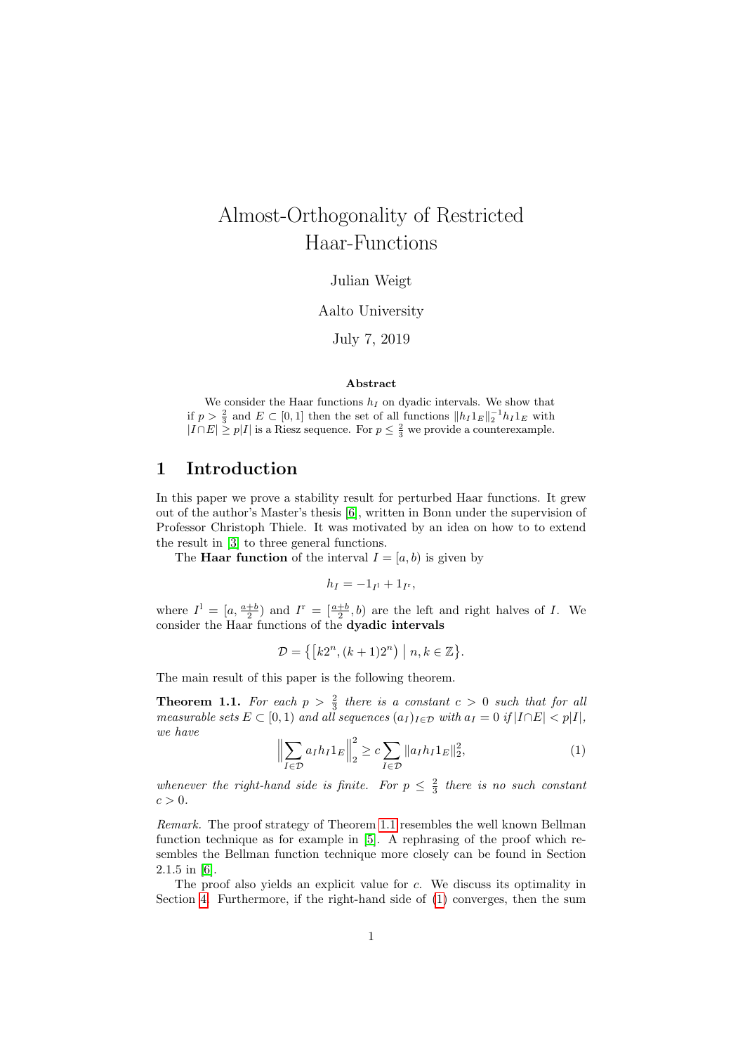# Almost-Orthogonality of Restricted Haar-Functions

Julian Weigt

Aalto University

July 7, 2019

### Abstract

We consider the Haar functions $h_I$ on dyadic intervals. We show that if $p > \frac{2}{3}$ and $E \subset [0,1]$ then the set of all functions $\|h_I 1_E\|_2^{-1} h_I 1_E$ with $|I \cap E| \geq p|I|$ is a Riesz sequence. For $p \leq \frac{2}{3}$ we provide a counterexample.

## 1 Introduction

In this paper we prove a stability result for perturbed Haar functions. It grew out of the author's Master's thesis [6], written in Bonn under the supervision of Professor Christoph Thiele. It was motivated by an idea on how to to extend the result in [3] to three general functions.

The **Haar function** of the interval $I = [a, b)$ is given by

$$h_I = -1_{I^{\mathrm{l}}} + 1_{I^{\mathrm{r}}},$$

where $I^{\mathrm{l}} = [a, \frac{a+b}{2})$ and $I^{\mathrm{r}} = [\frac{a+b}{2}, b)$ are the left and right halves of $I$. We consider the Haar functions of the **dyadic intervals**

$$\mathcal{D} = \big\{ \big[k2^n, (k+1)2^n\big) \;\big|\; n, k \in \mathbb{Z} \big\}.$$

The main result of this paper is the following theorem.

**Theorem 1.1.** *For each $p > \frac{2}{3}$ there is a constant $c > 0$ such that for all measurable sets $E \subset [0, 1)$ and all sequences $(a_I)_{I\in\mathcal{D}}$ with $a_I = 0$ if $|I \cap E| < p|I|$, we have*

$$\Big\| \sum_{I\in\mathcal{D}} a_I h_I 1_E \Big\|_2^2 \geq c \sum_{I\in\mathcal{D}} \|a_I h_I 1_E\|_2^2, \tag{1}$$

*whenever the right-hand side is finite. For $p \leq \frac{2}{3}$ there is no such constant $c > 0$.*

*Remark.* The proof strategy of Theorem 1.1 resembles the well known Bellman function technique as for example in [5]. A rephrasing of the proof which resembles the Bellman function technique more closely can be found in Section 2.1.5 in [6].

The proof also yields an explicit value for $c$. We discuss its optimality in Section 4. Furthermore, if the right-hand side of (1) converges, then the sum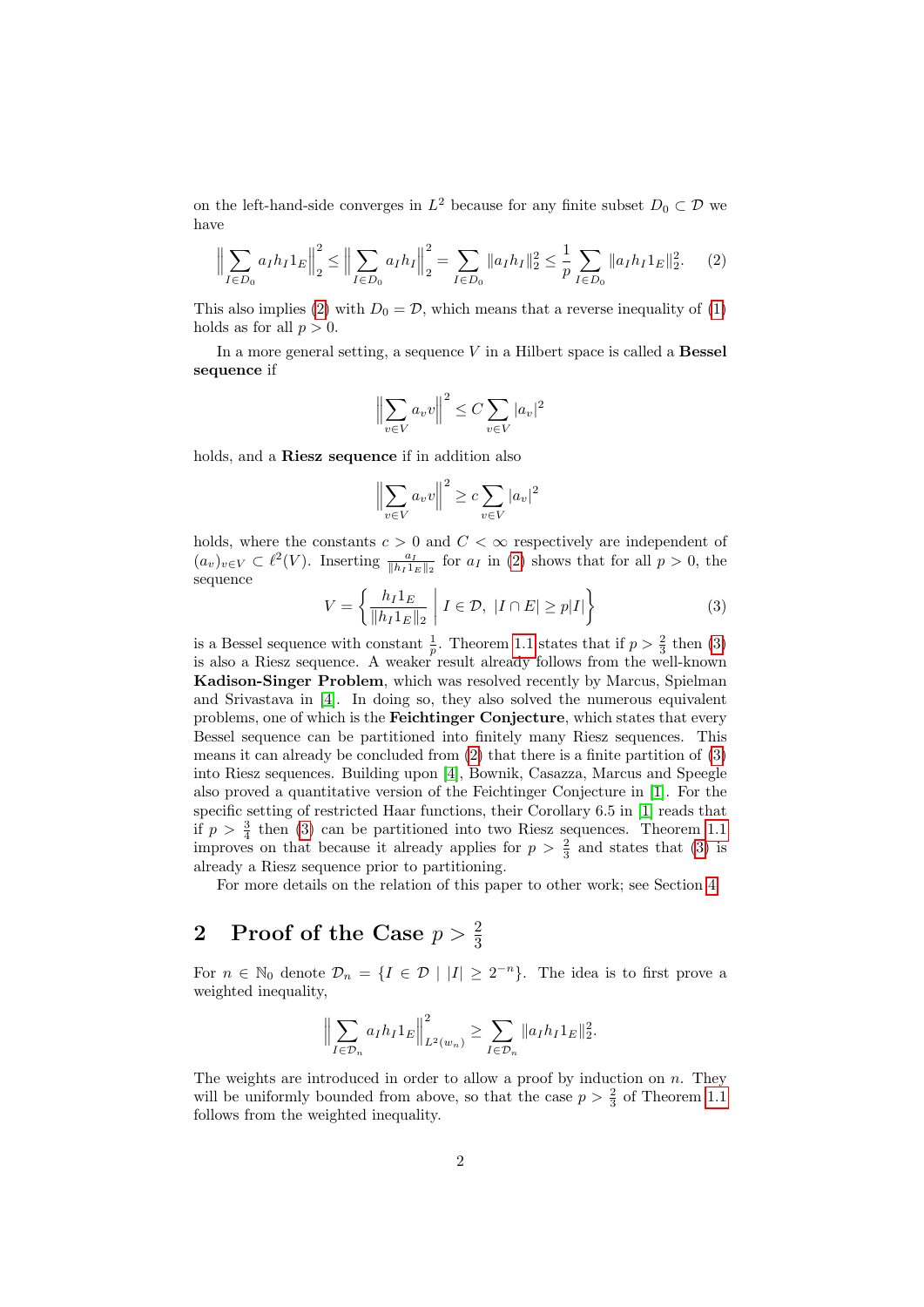on the left-hand-side converges in $L^2$ because for any finite subset $D_0 \subset \mathcal{D}$ we have

$$\Big\| \sum_{I \in D_0} a_I h_I 1_E \Big\|_2^2 \leq \Big\| \sum_{I \in D_0} a_I h_I \Big\|_2^2 = \sum_{I \in D_0} \|a_I h_I\|_2^2 \leq \frac{1}{p} \sum_{I \in D_0} \|a_I h_I 1_E\|_2^2. \tag{2}$$

This also implies (2) with $D_0 = \mathcal{D}$, which means that a reverse inequality of (1) holds as for all $p > 0$.

In a more general setting, a sequence $V$ in a Hilbert space is called a **Bessel sequence** if

$$\Big\| \sum_{v \in V} a_v v \Big\|^2 \leq C \sum_{v \in V} |a_v|^2$$

holds, and a **Riesz sequence** if in addition also

$$\Big\| \sum_{v \in V} a_v v \Big\|^2 \geq c \sum_{v \in V} |a_v|^2$$

holds, where the constants $c > 0$ and $C < \infty$ respectively are independent of $(a_v)_{v \in V} \subset \ell^2(V)$. Inserting $\frac{a_I}{\|h_I 1_E\|_2}$ for $a_I$ in (2) shows that for all $p > 0$, the sequence

$$V = \left\{ \frac{h_I 1_E}{\|h_I 1_E\|_2} \;\middle|\; I \in \mathcal{D},\ |I \cap E| \geq p|I| \right\} \tag{3}$$

is a Bessel sequence with constant $\frac{1}{p}$. Theorem 1.1 states that if $p > \frac{2}{3}$ then (3) is also a Riesz sequence. A weaker result already follows from the well-known **Kadison-Singer Problem**, which was resolved recently by Marcus, Spielman and Srivastava in [4]. In doing so, they also solved the numerous equivalent problems, one of which is the **Feichtinger Conjecture**, which states that every Bessel sequence can be partitioned into finitely many Riesz sequences. This means it can already be concluded from (2) that there is a finite partition of (3) into Riesz sequences. Building upon [4], Bownik, Casazza, Marcus and Speegle also proved a quantitative version of the Feichtinger Conjecture in [1]. For the specific setting of restricted Haar functions, their Corollary 6.5 in [1] reads that if $p > \frac{3}{4}$ then (3) can be partitioned into two Riesz sequences. Theorem 1.1 improves on that because it already applies for $p > \frac{2}{3}$ and states that (3) is already a Riesz sequence prior to partitioning.

For more details on the relation of this paper to other work; see Section 4.

## 2 Proof of the Case $p > \frac{2}{3}$

For $n \in \mathbb{N}_0$ denote $\mathcal{D}_n = \{I \in \mathcal{D} \mid |I| \geq 2^{-n}\}$. The idea is to first prove a weighted inequality,

$$\Big\| \sum_{I \in \mathcal{D}_n} a_I h_I 1_E \Big\|_{L^2(w_n)}^2 \geq \sum_{I \in \mathcal{D}_n} \|a_I h_I 1_E\|_2^2.$$

The weights are introduced in order to allow a proof by induction on $n$. They will be uniformly bounded from above, so that the case $p > \frac{2}{3}$ of Theorem 1.1 follows from the weighted inequality.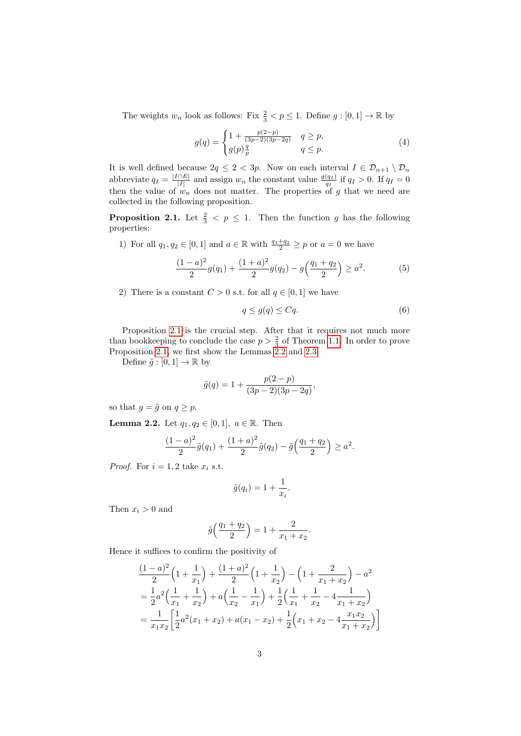The weights $w_n$ look as follows: Fix $\frac{2}{3} < p \leq 1$. Define $g : [0,1] \to \mathbb{R}$ by

$$g(q) = \begin{cases} 1 + \frac{p(2-p)}{(3p-2)(3p-2q)} & q \geq p, \\ g(p)\frac{q}{p} & q \leq p. \end{cases} \tag{4}$$

It is well defined because $2q \leq 2 < 3p$. Now on each interval $I \in \mathcal{D}_{n+1} \setminus \mathcal{D}_n$ abbreviate $q_I = \frac{|I \cap E|}{|I|}$ and assign $w_n$ the constant value $\frac{g(q_I)}{q_I}$ if $q_I > 0$. If $q_I = 0$ then the value of $w_n$ does not matter. The properties of $g$ that we need are collected in the following proposition.

**Proposition 2.1.** Let $\frac{2}{3} < p \leq 1$. Then the function $g$ has the following properties:

1) For all $q_1, q_2 \in [0,1]$ and $a \in \mathbb{R}$ with $\frac{q_1+q_2}{2} \geq p$ or $a = 0$ we have

$$\frac{(1-a)^2}{2} g(q_1) + \frac{(1+a)^2}{2} g(q_2) - g\Big(\frac{q_1+q_2}{2}\Big) \geq a^2. \tag{5}$$

2) There is a constant $C > 0$ s.t. for all $q \in [0,1]$ we have

$$q \leq g(q) \leq Cq. \tag{6}$$

Proposition 2.1 is the crucial step. After that it requires not much more than bookkeeping to conclude the case $p > \frac{2}{3}$ of Theorem 1.1. In order to prove Proposition 2.1, we first show the Lemmas 2.2 and 2.3.

Define $\tilde{g} : [0,1] \to \mathbb{R}$ by

$$\tilde{g}(q) = 1 + \frac{p(2-p)}{(3p-2)(3p-2q)},$$

so that $g = \tilde{g}$ on $q \geq p$.

**Lemma 2.2.** Let $q_1, q_2 \in [0,1]$, $a \in \mathbb{R}$. Then

$$\frac{(1-a)^2}{2}\tilde{g}(q_1) + \frac{(1+a)^2}{2}\tilde{g}(q_2) - \tilde{g}\Big(\frac{q_1+q_2}{2}\Big) \geq a^2.$$

*Proof.* For $i = 1, 2$ take $x_i$ s.t.

$$\tilde{g}(q_i) = 1 + \frac{1}{x_i}.$$

Then $x_i > 0$ and

$$\tilde{g}\Big(\frac{q_1+q_2}{2}\Big) = 1 + \frac{2}{x_1+x_2}.$$

Hence it suffices to confirm the positivity of

$$\begin{aligned}
&\frac{(1-a)^2}{2}\Big(1+\frac{1}{x_1}\Big) + \frac{(1+a)^2}{2}\Big(1+\frac{1}{x_2}\Big) - \Big(1+\frac{2}{x_1+x_2}\Big) - a^2 \\
&= \frac{1}{2}a^2\Big(\frac{1}{x_1}+\frac{1}{x_2}\Big) + a\Big(\frac{1}{x_2}-\frac{1}{x_1}\Big) + \frac{1}{2}\Big(\frac{1}{x_1}+\frac{1}{x_2}-4\frac{1}{x_1+x_2}\Big) \\
&= \frac{1}{x_1x_2}\Big[\frac{1}{2}a^2(x_1+x_2) + a(x_1-x_2) + \frac{1}{2}\Big(x_1+x_2-4\frac{x_1x_2}{x_1+x_2}\Big)\Big]
\end{aligned}$$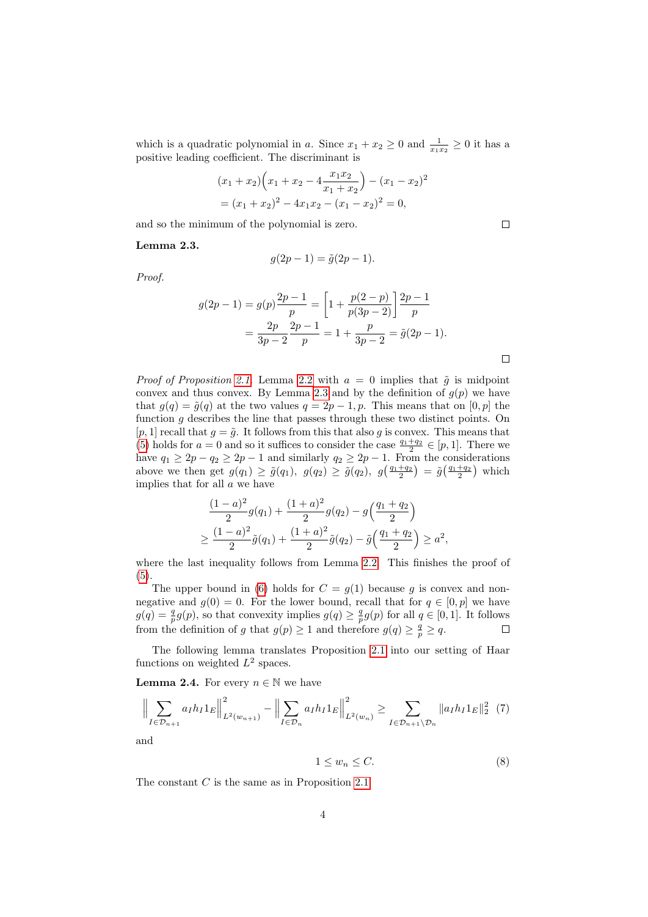which is a quadratic polynomial in $a$. Since $x_1 + x_2 \geq 0$ and $\frac{1}{x_1 x_2} \geq 0$ it has a positive leading coefficient. The discriminant is

$$
\begin{aligned}
&(x_1 + x_2)\Big(x_1 + x_2 - 4\frac{x_1 x_2}{x_1 + x_2}\Big) - (x_1 - x_2)^2 \\
&= (x_1 + x_2)^2 - 4x_1 x_2 - (x_1 - x_2)^2 = 0,
\end{aligned}
$$

and so the minimum of the polynomial is zero. $\square$

**Lemma 2.3.**

$$
g(2p - 1) = \tilde{g}(2p - 1).
$$

*Proof.*

$$
\begin{aligned}
g(2p - 1) &= g(p)\frac{2p - 1}{p} = \left[1 + \frac{p(2 - p)}{p(3p - 2)}\right]\frac{2p - 1}{p} \\
&= \frac{2p}{3p - 2}\,\frac{2p - 1}{p} = 1 + \frac{p}{3p - 2} = \tilde{g}(2p - 1).
\end{aligned}
$$

$\square$

*Proof of Proposition 2.1.* Lemma 2.2 with $a = 0$ implies that $\tilde{g}$ is midpoint convex and thus convex. By Lemma 2.3 and by the definition of $g(p)$ we have that $g(q) = \tilde{g}(q)$ at the two values $q = 2p - 1, p$. This means that on $[0, p]$ the function $g$ describes the line that passes through these two distinct points. On $[p, 1]$ recall that $g = \tilde{g}$. It follows from this that also $g$ is convex. This means that (5) holds for $a = 0$ and so it suffices to consider the case $\frac{q_1 + q_2}{2} \in [p, 1]$. There we have $q_1 \geq 2p - q_2 \geq 2p - 1$ and similarly $q_2 \geq 2p - 1$. From the considerations above we then get $g(q_1) \geq \tilde{g}(q_1)$, $g(q_2) \geq \tilde{g}(q_2)$, $g\big(\frac{q_1 + q_2}{2}\big) = \tilde{g}\big(\frac{q_1 + q_2}{2}\big)$ which implies that for all $a$ we have

$$
\begin{aligned}
&\frac{(1 - a)^2}{2} g(q_1) + \frac{(1 + a)^2}{2} g(q_2) - g\Big(\frac{q_1 + q_2}{2}\Big) \\
&\geq \frac{(1 - a)^2}{2} \tilde{g}(q_1) + \frac{(1 + a)^2}{2} \tilde{g}(q_2) - \tilde{g}\Big(\frac{q_1 + q_2}{2}\Big) \geq a^2,
\end{aligned}
$$

where the last inequality follows from Lemma 2.2. This finishes the proof of (5).

The upper bound in (6) holds for $C = g(1)$ because $g$ is convex and nonnegative and $g(0) = 0$. For the lower bound, recall that for $q \in [0, p]$ we have $g(q) = \frac{q}{p} g(p)$, so that convexity implies $g(q) \geq \frac{q}{p} g(p)$ for all $q \in [0, 1]$. It follows from the definition of $g$ that $g(p) \geq 1$ and therefore $g(q) \geq \frac{q}{p} \geq q$. $\square$

The following lemma translates Proposition 2.1 into our setting of Haar functions on weighted $L^2$ spaces.

**Lemma 2.4.** For every $n \in \mathbb{N}$ we have

$$
\Big\| \sum_{I \in \mathcal{D}_{n+1}} a_I h_I 1_E \Big\|_{L^2(w_{n+1})}^2 - \Big\| \sum_{I \in \mathcal{D}_n} a_I h_I 1_E \Big\|_{L^2(w_n)}^2 \geq \sum_{I \in \mathcal{D}_{n+1} \setminus \mathcal{D}_n} \|a_I h_I 1_E\|_2^2 \quad (7)
$$

and

$$
1 \leq w_n \leq C. \qquad (8)
$$

The constant $C$ is the same as in Proposition 2.1.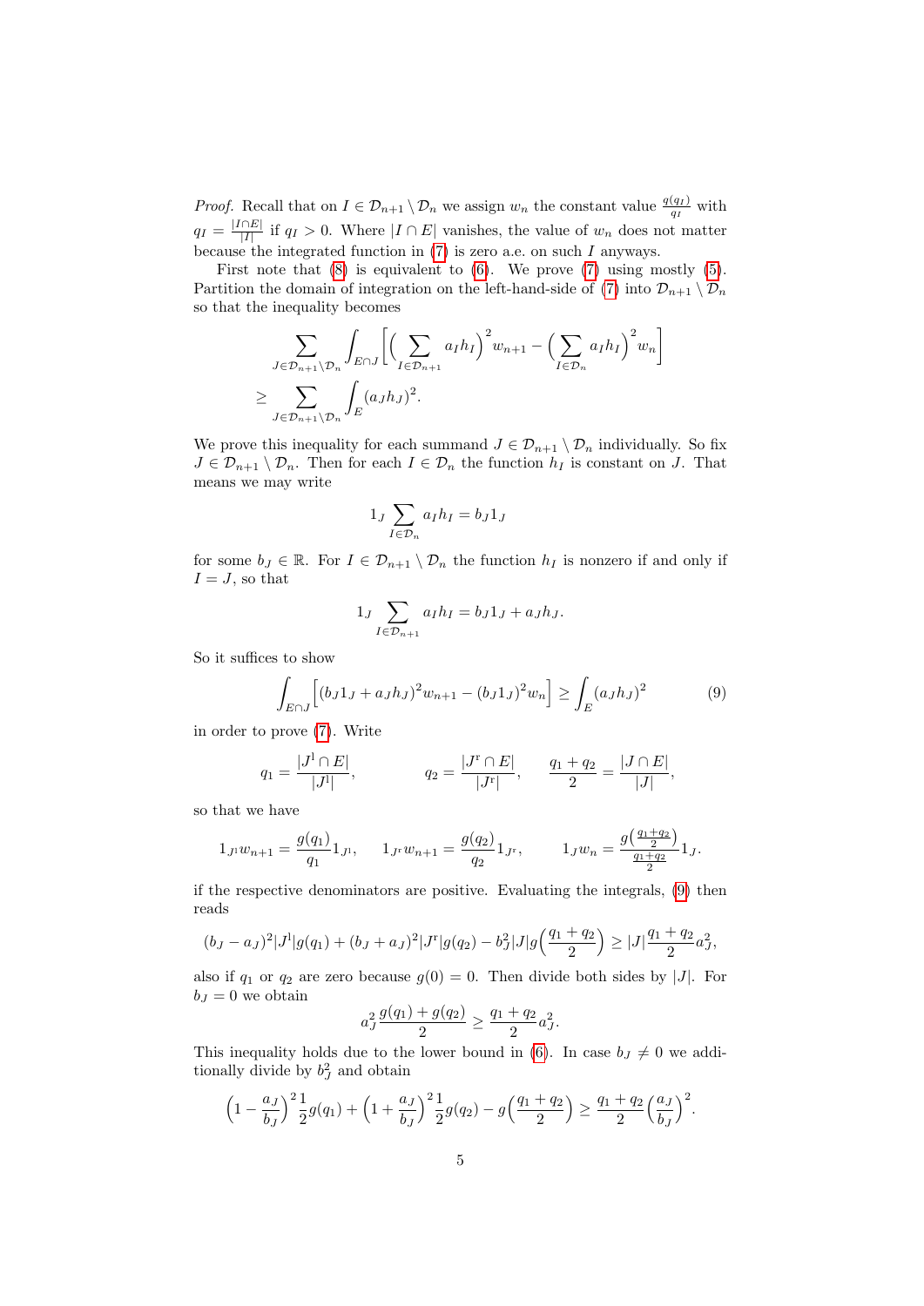*Proof.* Recall that on $I \in \mathcal{D}_{n+1} \setminus \mathcal{D}_n$ we assign $w_n$ the constant value $\frac{g(q_I)}{q_I}$ with $q_I = \frac{|I \cap E|}{|I|}$ if $q_I > 0$. Where $|I \cap E|$ vanishes, the value of $w_n$ does not matter because the integrated function in (7) is zero a.e. on such $I$ anyways.

First note that (8) is equivalent to (6). We prove (7) using mostly (5). Partition the domain of integration on the left-hand-side of (7) into $\mathcal{D}_{n+1} \setminus \mathcal{D}_n$ so that the inequality becomes

$$\sum_{J \in \mathcal{D}_{n+1} \setminus \mathcal{D}_n} \int_{E \cap J} \Big[ \Big( \sum_{I \in \mathcal{D}_{n+1}} a_I h_I \Big)^2 w_{n+1} - \Big( \sum_{I \in \mathcal{D}_n} a_I h_I \Big)^2 w_n \Big]$$
$$\geq \sum_{J \in \mathcal{D}_{n+1} \setminus \mathcal{D}_n} \int_E (a_J h_J)^2.$$

We prove this inequality for each summand $J \in \mathcal{D}_{n+1} \setminus \mathcal{D}_n$ individually. So fix $J \in \mathcal{D}_{n+1} \setminus \mathcal{D}_n$. Then for each $I \in \mathcal{D}_n$ the function $h_I$ is constant on $J$. That means we may write

$$1_J \sum_{I \in \mathcal{D}_n} a_I h_I = b_J 1_J$$

for some $b_J \in \mathbb{R}$. For $I \in \mathcal{D}_{n+1} \setminus \mathcal{D}_n$ the function $h_I$ is nonzero if and only if $I = J$, so that

$$1_J \sum_{I \in \mathcal{D}_{n+1}} a_I h_I = b_J 1_J + a_J h_J.$$

So it suffices to show

$$\int_{E \cap J} \Big[ (b_J 1_J + a_J h_J)^2 w_{n+1} - (b_J 1_J)^2 w_n \Big] \geq \int_E (a_J h_J)^2 \tag{9}$$

in order to prove (7). Write

$$q_1 = \frac{|J^{\mathrm{l}} \cap E|}{|J^{\mathrm{l}}|}, \qquad q_2 = \frac{|J^{\mathrm{r}} \cap E|}{|J^{\mathrm{r}}|}, \qquad \frac{q_1 + q_2}{2} = \frac{|J \cap E|}{|J|},$$

so that we have

$$1_{J^{\mathrm{l}}} w_{n+1} = \frac{g(q_1)}{q_1} 1_{J^{\mathrm{l}}}, \quad 1_{J^{\mathrm{r}}} w_{n+1} = \frac{g(q_2)}{q_2} 1_{J^{\mathrm{r}}}, \qquad 1_J w_n = \frac{g\big(\frac{q_1+q_2}{2}\big)}{\frac{q_1+q_2}{2}} 1_J.$$

if the respective denominators are positive. Evaluating the integrals, (9) then reads

$$(b_J - a_J)^2 |J^{\mathrm{l}}| g(q_1) + (b_J + a_J)^2 |J^{\mathrm{r}}| g(q_2) - b_J^2 |J| g\Big(\frac{q_1 + q_2}{2}\Big) \geq |J| \frac{q_1 + q_2}{2} a_J^2,$$

also if $q_1$ or $q_2$ are zero because $g(0) = 0$. Then divide both sides by $|J|$. For $b_J = 0$ we obtain

$$a_J^2 \frac{g(q_1) + g(q_2)}{2} \geq \frac{q_1 + q_2}{2} a_J^2.$$

This inequality holds due to the lower bound in (6). In case $b_J \neq 0$ we additionally divide by $b_J^2$ and obtain

$$\Big(1 - \frac{a_J}{b_J}\Big)^2 \frac{1}{2} g(q_1) + \Big(1 + \frac{a_J}{b_J}\Big)^2 \frac{1}{2} g(q_2) - g\Big(\frac{q_1 + q_2}{2}\Big) \geq \frac{q_1 + q_2}{2} \Big(\frac{a_J}{b_J}\Big)^2.$$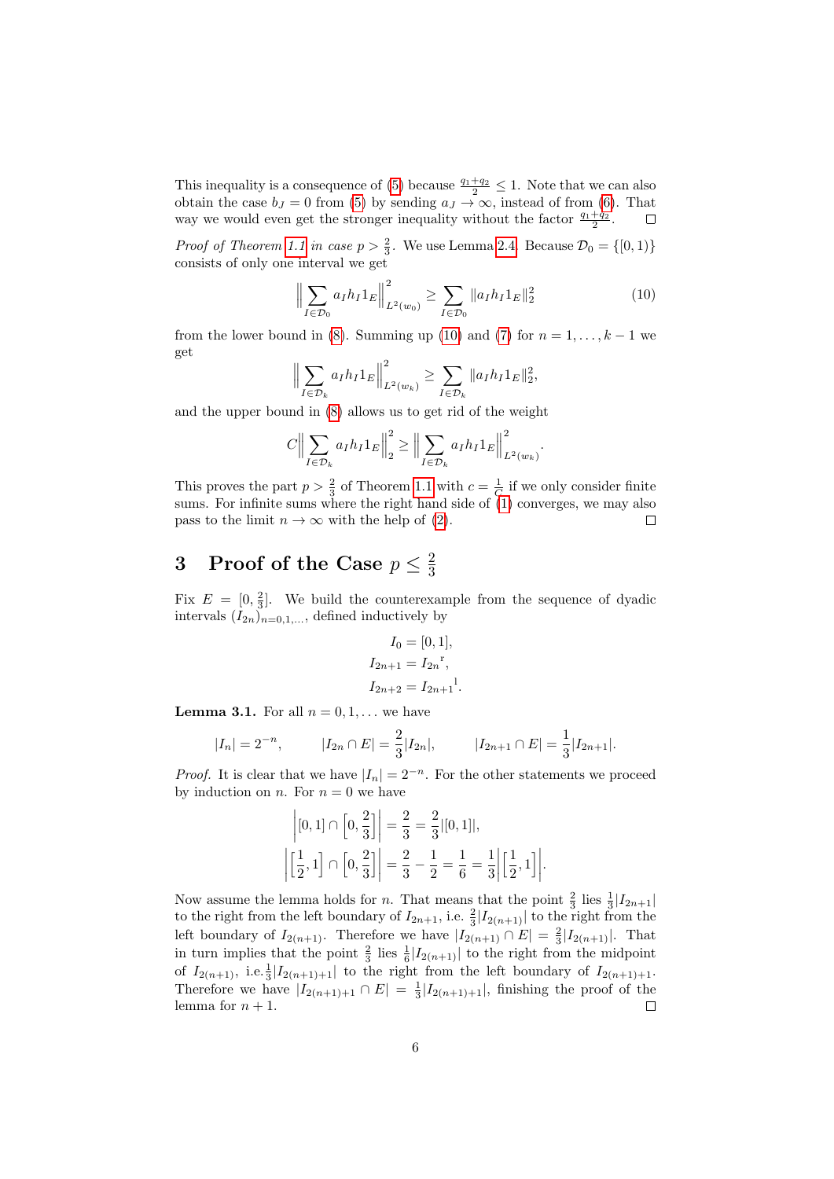This inequality is a consequence of (5) because $\frac{q_1+q_2}{2} \leq 1$. Note that we can also obtain the case $b_J = 0$ from (5) by sending $a_J \to \infty$, instead of from (6). That way we would even get the stronger inequality without the factor $\frac{q_1+q_2}{2}$. $\square$

*Proof of Theorem 1.1 in case $p > \frac{2}{3}$.* We use Lemma 2.4. Because $\mathcal{D}_0 = \{[0,1)\}$ consists of only one interval we get

$$\Big\| \sum_{I \in \mathcal{D}_0} a_I h_I 1_E \Big\|^2_{L^2(w_0)} \geq \sum_{I \in \mathcal{D}_0} \| a_I h_I 1_E \|_2^2 \tag{10}$$

from the lower bound in (8). Summing up (10) and (7) for $n = 1, \dots, k-1$ we get

$$\Big\| \sum_{I \in \mathcal{D}_k} a_I h_I 1_E \Big\|^2_{L^2(w_k)} \geq \sum_{I \in \mathcal{D}_k} \| a_I h_I 1_E \|_2^2,$$

and the upper bound in (8) allows us to get rid of the weight

$$C \Big\| \sum_{I \in \mathcal{D}_k} a_I h_I 1_E \Big\|^2_2 \geq \Big\| \sum_{I \in \mathcal{D}_k} a_I h_I 1_E \Big\|^2_{L^2(w_k)}.$$

This proves the part $p > \frac{2}{3}$ of Theorem 1.1 with $c = \frac{1}{C}$ if we only consider finite sums. For infinite sums where the right hand side of (1) converges, we may also pass to the limit $n \to \infty$ with the help of (2). $\square$

# 3 Proof of the Case $p \leq \frac{2}{3}$

Fix $E = [0, \frac{2}{3}]$. We build the counterexample from the sequence of dyadic intervals $(I_{2n})_{n=0,1,\dots}$ defined inductively by

$$I_0 = [0,1],$$
$$I_{2n+1} = {I_{2n}}^{\mathrm{r}},$$
$$I_{2n+2} = {I_{2n+1}}^{\mathrm{l}}.$$

**Lemma 3.1.** For all $n = 0, 1, \dots$ we have

$$|I_n| = 2^{-n}, \qquad |I_{2n} \cap E| = \frac{2}{3}|I_{2n}|, \qquad |I_{2n+1} \cap E| = \frac{1}{3}|I_{2n+1}|.$$

*Proof.* It is clear that we have $|I_n| = 2^{-n}$. For the other statements we proceed by induction on $n$. For $n = 0$ we have

$$\Big|[0,1] \cap \Big[0, \frac{2}{3}\Big]\Big| = \frac{2}{3} = \frac{2}{3}|[0,1]|,$$
$$\Big|\Big[\frac{1}{2}, 1\Big] \cap \Big[0, \frac{2}{3}\Big]\Big| = \frac{2}{3} - \frac{1}{2} = \frac{1}{6} = \frac{1}{3}\Big|\Big[\frac{1}{2}, 1\Big]\Big|.$$

Now assume the lemma holds for $n$. That means that the point $\frac{2}{3}$ lies $\frac{1}{3}|I_{2n+1}|$ to the right from the left boundary of $I_{2n+1}$, i.e. $\frac{2}{3}|I_{2(n+1)}|$ to the right from the left boundary of $I_{2(n+1)}$. Therefore we have $|I_{2(n+1)} \cap E| = \frac{2}{3}|I_{2(n+1)}|$. That in turn implies that the point $\frac{2}{3}$ lies $\frac{1}{6}|I_{2(n+1)}|$ to the right from the midpoint of $I_{2(n+1)}$, i.e.$\frac{1}{3}|I_{2(n+1)+1}|$ to the right from the left boundary of $I_{2(n+1)+1}$. Therefore we have $|I_{2(n+1)+1} \cap E| = \frac{1}{3}|I_{2(n+1)+1}|$, finishing the proof of the lemma for $n+1$. $\square$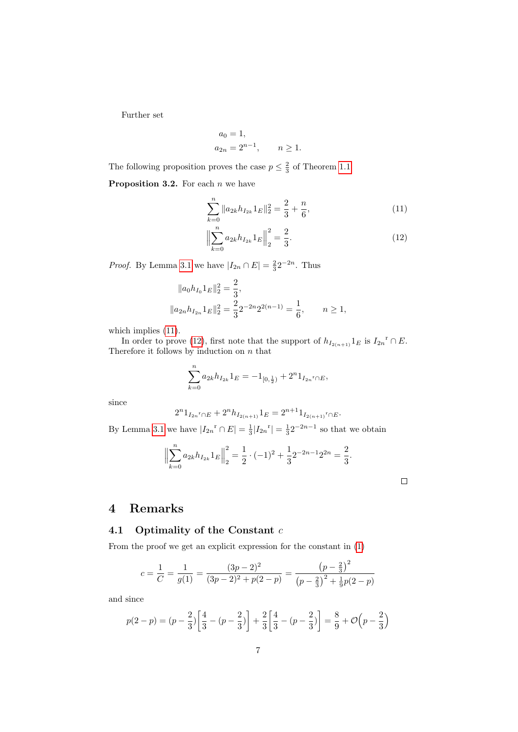Further set

$$
\begin{aligned}
a_0 &= 1, \\
a_{2n} &= 2^{n-1}, \qquad n \geq 1.
\end{aligned}
$$

The following proposition proves the case $p \leq \frac{2}{3}$ of Theorem 1.1.

**Proposition 3.2.** For each $n$ we have

$$
\sum_{k=0}^{n} \|a_{2k} h_{I_{2k}} 1_E\|_2^2 = \frac{2}{3} + \frac{n}{6}, \tag{11}
$$

$$
\Big\| \sum_{k=0}^{n} a_{2k} h_{I_{2k}} 1_E \Big\|_2^2 = \frac{2}{3}. \tag{12}
$$

*Proof.* By Lemma 3.1 we have $|I_{2n} \cap E| = \frac{2}{3} 2^{-2n}$. Thus

$$
\begin{aligned}
\|a_0 h_{I_0} 1_E\|_2^2 &= \frac{2}{3}, \\
\|a_{2n} h_{I_{2n}} 1_E\|_2^2 &= \frac{2}{3} 2^{-2n} 2^{2(n-1)} = \frac{1}{6}, \qquad n \geq 1,
\end{aligned}
$$

which implies (11).

In order to prove (12), first note that the support of $h_{I_{2(n+1)}} 1_E$ is ${I_{2n}}^{\mathrm{r}} \cap E$. Therefore it follows by induction on $n$ that

$$
\sum_{k=0}^{n} a_{2k} h_{I_{2k}} 1_E = -1_{[0,\frac{1}{2})} + 2^n 1_{{I_{2n}}^{\mathrm{r}} \cap E},
$$

since

$$
2^n 1_{{I_{2n}}^{\mathrm{r}} \cap E} + 2^n h_{I_{2(n+1)}} 1_E = 2^{n+1} 1_{{I_{2(n+1)}}^{\mathrm{r}} \cap E}.
$$

By Lemma 3.1 we have $|{I_{2n}}^{\mathrm{r}} \cap E| = \frac{1}{3} |{I_{2n}}^{\mathrm{r}}| = \frac{1}{3} 2^{-2n-1}$ so that we obtain

$$
\Big\| \sum_{k=0}^{n} a_{2k} h_{I_{2k}} 1_E \Big\|_2^2 = \frac{1}{2} \cdot (-1)^2 + \frac{1}{3} 2^{-2n-1} 2^{2n} = \frac{2}{3}.
$$

$\square$

# 4 Remarks

## 4.1 Optimality of the Constant $c$

From the proof we get an explicit expression for the constant in (1)

$$
c = \frac{1}{C} = \frac{1}{g(1)} = \frac{(3p-2)^2}{(3p-2)^2 + p(2-p)} = \frac{\left(p - \frac{2}{3}\right)^2}{\left(p - \frac{2}{3}\right)^2 + \frac{1}{9} p(2-p)}
$$

and since

$$
p(2-p) = (p - \frac{2}{3}) \left[ \frac{4}{3} - (p - \frac{2}{3}) \right] + \frac{2}{3} \left[ \frac{4}{3} - (p - \frac{2}{3}) \right] = \frac{8}{9} + \mathcal{O}\Big(p - \frac{2}{3}\Big)
$$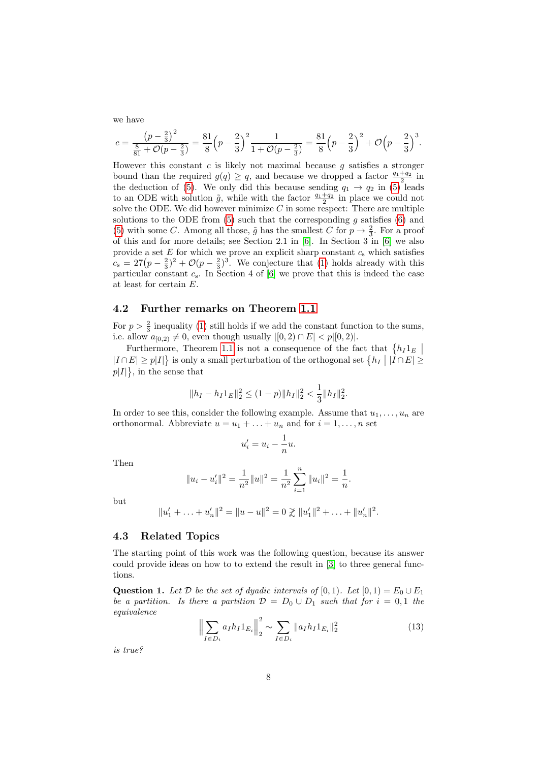we have

$$c = \frac{\left(p - \frac{2}{3}\right)^2}{\frac{8}{81} + \mathcal{O}(p - \frac{2}{3})} = \frac{81}{8}\Big(p - \frac{2}{3}\Big)^2 \frac{1}{1 + \mathcal{O}(p - \frac{2}{3})} = \frac{81}{8}\Big(p - \frac{2}{3}\Big)^2 + \mathcal{O}\Big(p - \frac{2}{3}\Big)^3.$$

However this constant $c$ is likely not maximal because $g$ satisfies a stronger bound than the required $g(q) \geq q$, and because we dropped a factor $\frac{q_1+q_2}{2}$ in the deduction of (5). We only did this because sending $q_1 \to q_2$ in (5) leads to an ODE with solution $\tilde{g}$, while with the factor $\frac{q_1+q_2}{2}$ in place we could not solve the ODE. We did however minimize $C$ in some respect: There are multiple solutions to the ODE from (5) such that the corresponding $g$ satisfies (6) and (5) with some $C$. Among all those, $\tilde{g}$ has the smallest $C$ for $p \to \frac{2}{3}$. For a proof of this and for more details; see Section 2.1 in [6]. In Section 3 in [6] we also provide a set $E$ for which we prove an explicit sharp constant $c_{\mathrm{s}}$ which satisfies $c_{\mathrm{s}} = 27(p - \frac{2}{3})^2 + \mathcal{O}(p - \frac{2}{3})^3$. We conjecture that (1) holds already with this particular constant $c_{\mathrm{s}}$. In Section 4 of [6] we prove that this is indeed the case at least for certain $E$.

## 4.2 Further remarks on Theorem 1.1

For $p > \frac{2}{3}$ inequality (1) still holds if we add the constant function to the sums, i.e. allow $a_{[0,2)} \neq 0$, even though usually $|[0,2) \cap E| < p|[0,2)|$.

Furthermore, Theorem 1.1 is not a consequence of the fact that $\{h_I 1_E \mid |I \cap E| \geq p|I|\}$ is only a small perturbation of the orthogonal set $\{h_I \mid |I \cap E| \geq p|I|\}$, in the sense that

$$\|h_I - h_I 1_E\|_2^2 \leq (1-p)\|h_I\|_2^2 < \frac{1}{3}\|h_I\|_2^2.$$

In order to see this, consider the following example. Assume that $u_1, \ldots, u_n$ are orthonormal. Abbreviate $u = u_1 + \ldots + u_n$ and for $i = 1, \ldots, n$ set

$$u_i' = u_i - \frac{1}{n}u.$$

Then

$$\|u_i - u_i'\|^2 = \frac{1}{n^2}\|u\|^2 = \frac{1}{n^2}\sum_{i=1}^{n}\|u_i\|^2 = \frac{1}{n}.$$

but

$$\|u_1' + \ldots + u_n'\|^2 = \|u - u\|^2 = 0 \not\gtrsim \|u_1'\|^2 + \ldots + \|u_n'\|^2.$$

## 4.3 Related Topics

The starting point of this work was the following question, because its answer could provide ideas on how to to extend the result in [3] to three general functions.

**Question 1.** *Let $\mathcal{D}$ be the set of dyadic intervals of $[0,1)$. Let $[0,1) = E_0 \cup E_1$ be a partition. Is there a partition $\mathcal{D} = D_0 \cup D_1$ such that for $i = 0, 1$ the equivalence*

$$\Big\|\sum_{I \in D_i} a_I h_I 1_{E_i}\Big\|_2^2 \sim \sum_{I \in D_i} \|a_I h_I 1_{E_i}\|_2^2 \tag{13}$$

*is true?*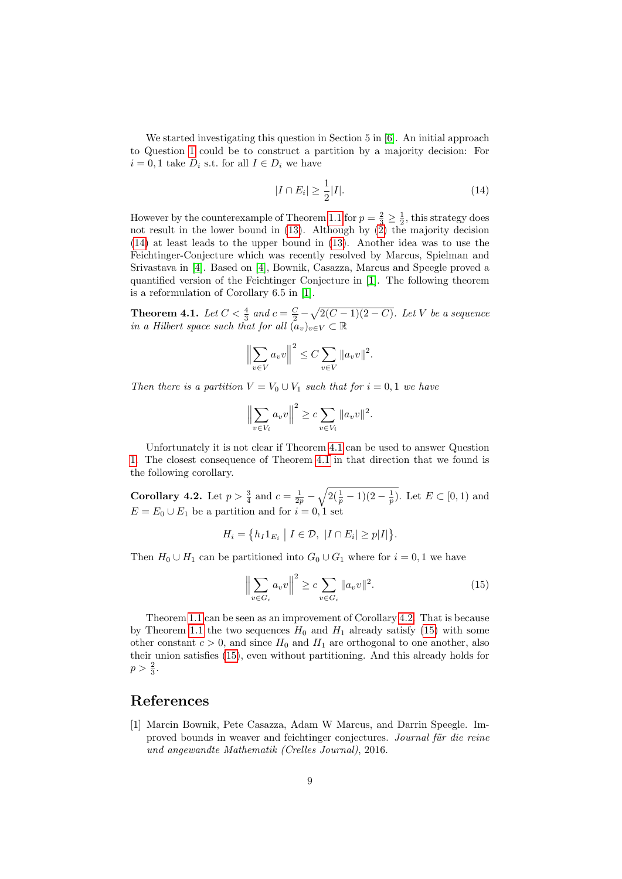We started investigating this question in Section 5 in [6]. An initial approach to Question 1 could be to construct a partition by a majority decision: For $i = 0, 1$ take $D_i$ s.t. for all $I \in D_i$ we have

$$|I \cap E_i| \geq \frac{1}{2}|I|. \tag{14}$$

However by the counterexample of Theorem 1.1 for $p = \frac{2}{3} \geq \frac{1}{2}$, this strategy does not result in the lower bound in (13). Although by (2) the majority decision (14) at least leads to the upper bound in (13). Another idea was to use the Feichtinger-Conjecture which was recently resolved by Marcus, Spielman and Srivastava in [4]. Based on [4], Bownik, Casazza, Marcus and Speegle proved a quantified version of the Feichtinger Conjecture in [1]. The following theorem is a reformulation of Corollary 6.5 in [1].

**Theorem 4.1.** *Let $C < \frac{4}{3}$ and $c = \frac{C}{2} - \sqrt{2(C-1)(2-C)}$. Let $V$ be a sequence in a Hilbert space such that for all $(a_v)_{v \in V} \subset \mathbb{R}$*

$$\Big\| \sum_{v \in V} a_v v \Big\|^2 \leq C \sum_{v \in V} \|a_v v\|^2.$$

*Then there is a partition $V = V_0 \cup V_1$ such that for $i = 0, 1$ we have*

$$\Big\| \sum_{v \in V_i} a_v v \Big\|^2 \geq c \sum_{v \in V_i} \|a_v v\|^2.$$

Unfortunately it is not clear if Theorem 4.1 can be used to answer Question 1. The closest consequence of Theorem 4.1 in that direction that we found is the following corollary.

**Corollary 4.2.** Let $p > \frac{3}{4}$ and $c = \frac{1}{2p} - \sqrt{2(\frac{1}{p} - 1)(2 - \frac{1}{p})}$. Let $E \subset [0, 1)$ and $E = E_0 \cup E_1$ be a partition and for $i = 0, 1$ set

$$H_i = \big\{ h_I 1_{E_i} \;\big|\; I \in \mathcal{D},\ |I \cap E_i| \geq p|I| \big\}.$$

Then $H_0 \cup H_1$ can be partitioned into $G_0 \cup G_1$ where for $i = 0, 1$ we have

$$\Big\| \sum_{v \in G_i} a_v v \Big\|^2 \geq c \sum_{v \in G_i} \|a_v v\|^2. \tag{15}$$

Theorem 1.1 can be seen as an improvement of Corollary 4.2. That is because by Theorem 1.1 the two sequences $H_0$ and $H_1$ already satisfy (15) with some other constant $c > 0$, and since $H_0$ and $H_1$ are orthogonal to one another, also their union satisfies (15), even without partitioning. And this already holds for $p > \frac{2}{3}$.

## References

[1] Marcin Bownik, Pete Casazza, Adam W Marcus, and Darrin Speegle. Improved bounds in weaver and feichtinger conjectures. *Journal für die reine und angewandte Mathematik (Crelles Journal)*, 2016.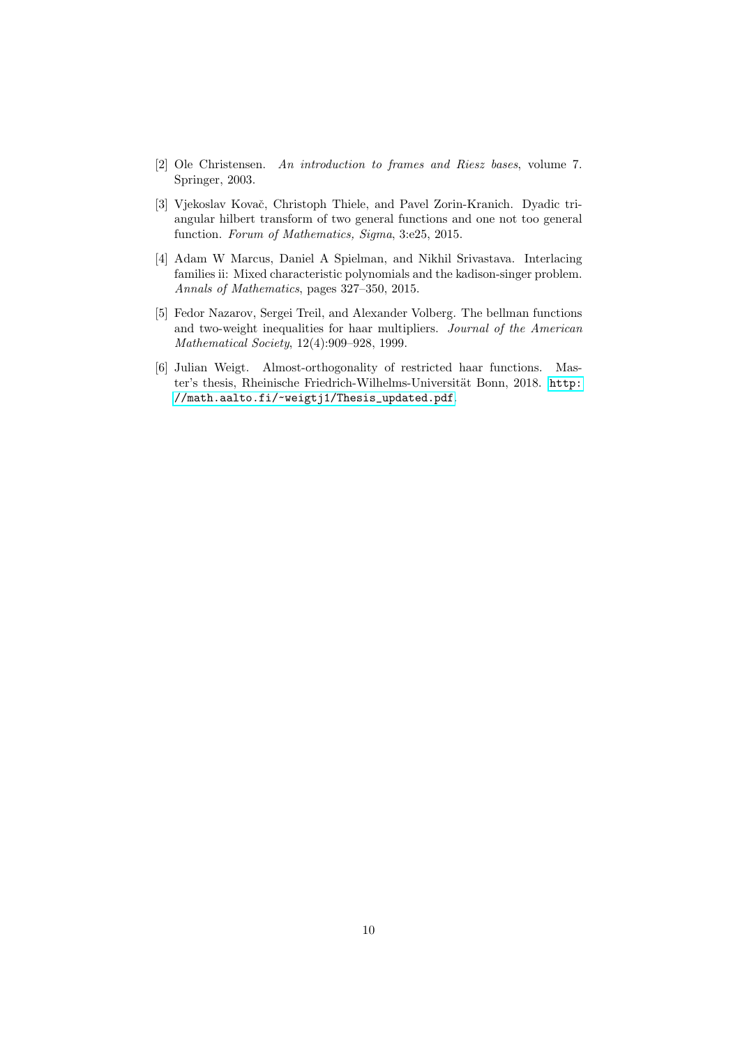[2] Ole Christensen. *An introduction to frames and Riesz bases*, volume 7. Springer, 2003.

[3] Vjekoslav Kovač, Christoph Thiele, and Pavel Zorin-Kranich. Dyadic triangular hilbert transform of two general functions and one not too general function. *Forum of Mathematics, Sigma*, 3:e25, 2015.

[4] Adam W Marcus, Daniel A Spielman, and Nikhil Srivastava. Interlacing families ii: Mixed characteristic polynomials and the kadison-singer problem. *Annals of Mathematics*, pages 327–350, 2015.

[5] Fedor Nazarov, Sergei Treil, and Alexander Volberg. The bellman functions and two-weight inequalities for haar multipliers. *Journal of the American Mathematical Society*, 12(4):909–928, 1999.

[6] Julian Weigt. Almost-orthogonality of restricted haar functions. Master's thesis, Rheinische Friedrich-Wilhelms-Universität Bonn, 2018. http://math.aalto.fi/~weigtj1/Thesis_updated.pdf